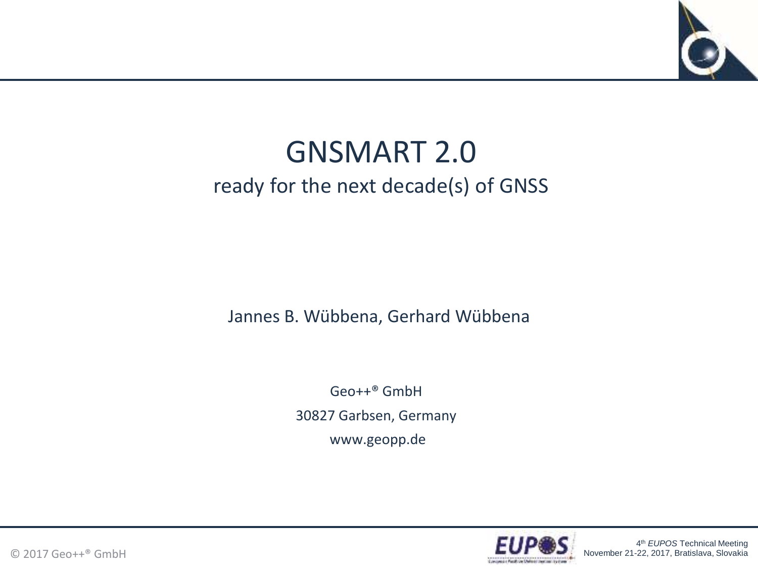# GNSMART 2.0

ready for the next decade(s) of GNSS

Jannes B. Wübbena, Gerhard Wübbena

Geo++® GmbH

30827 Garbsen, Germany

www.geopp.de

© 2017 Geo++® GmbH

4th *EUPOS* Technical Meeting
November 21-22, 2017, Bratislava, Slovakia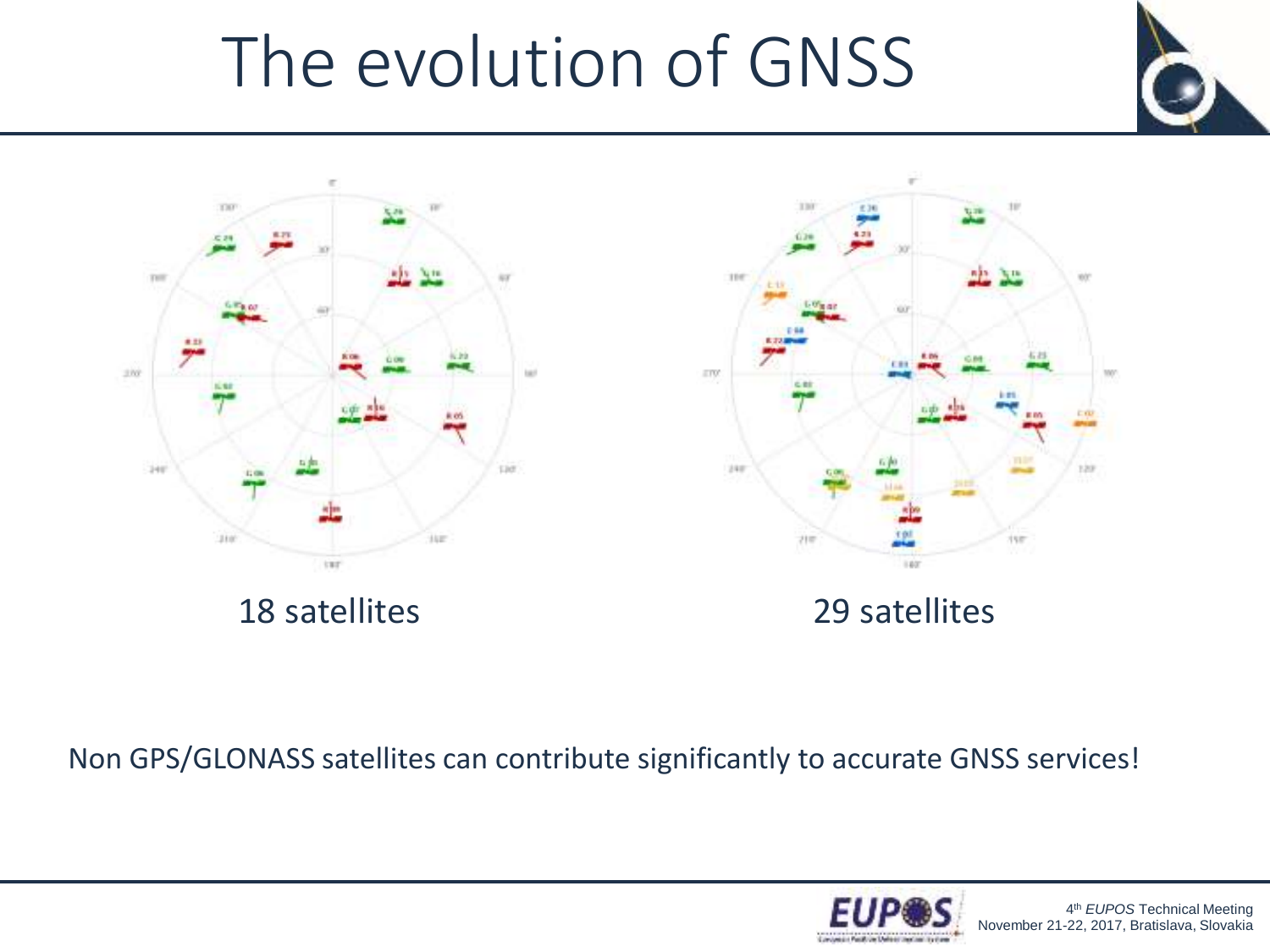# The evolution of GNSS

18 satellites

29 satellites

Non GPS/GLONASS satellites can contribute significantly to accurate GNSS services!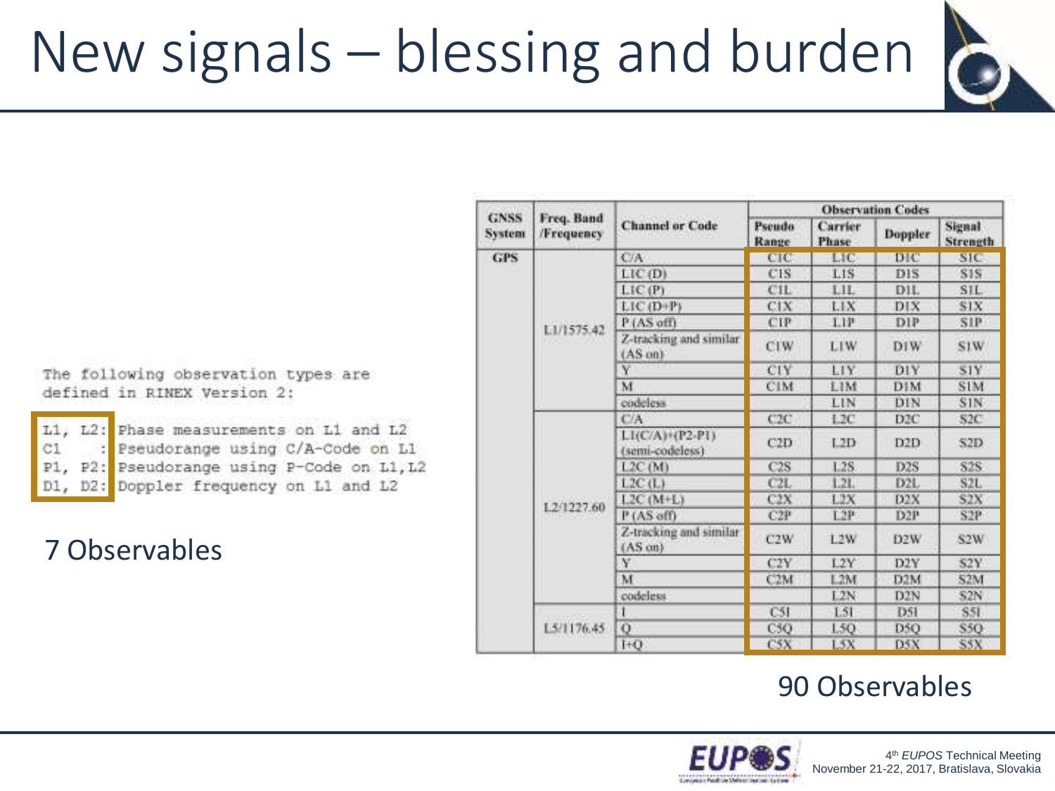# New signals – blessing and burden

```
The following observation types are
defined in RINEX Version 2:

L1, L2: Phase measurements on L1 and L2
C1    : Pseudorange using C/A-Code on L1
P1, P2: Pseudorange using P-Code on L1,L2
D1, D2: Doppler frequency on L1 and L2
```

7 Observables

| GNSS System | Freq. Band /Frequency | Channel or Code | Observation Codes | | | |
|---|---|---|---|---|---|---|
| | | | Pseudo Range | Carrier Phase | Doppler | Signal Strength |
| GPS | L1/1575.42 | C/A | C1C | L1C | D1C | S1C |
| | | L1C (D) | C1S | L1S | D1S | S1S |
| | | L1C (P) | C1L | L1L | D1L | S1L |
| | | L1C (D+P) | C1X | L1X | D1X | S1X |
| | | P (AS off) | C1P | L1P | D1P | S1P |
| | | Z-tracking and similar (AS on) | C1W | L1W | D1W | S1W |
| | | Y | C1Y | L1Y | D1Y | S1Y |
| | | M | C1M | L1M | D1M | S1M |
| | | codeless | | L1N | D1N | S1N |
| | L2/1227.60 | C/A | C2C | L2C | D2C | S2C |
| | | L1(C/A)+(P2-P1) (semi-codeless) | C2D | L2D | D2D | S2D |
| | | L2C (M) | C2S | L2S | D2S | S2S |
| | | L2C (L) | C2L | L2L | D2L | S2L |
| | | L2C (M+L) | C2X | L2X | D2X | S2X |
| | | P (AS off) | C2P | L2P | D2P | S2P |
| | | Z-tracking and similar (AS on) | C2W | L2W | D2W | S2W |
| | | Y | C2Y | L2Y | D2Y | S2Y |
| | | M | C2M | L2M | D2M | S2M |
| | | codeless | | L2N | D2N | S2N |
| | L5/1176.45 | I | C5I | L5I | D5I | S5I |
| | | Q | C5Q | L5Q | D5Q | S5Q |
| | | I+Q | C5X | L5X | D5X | S5X |

90 Observables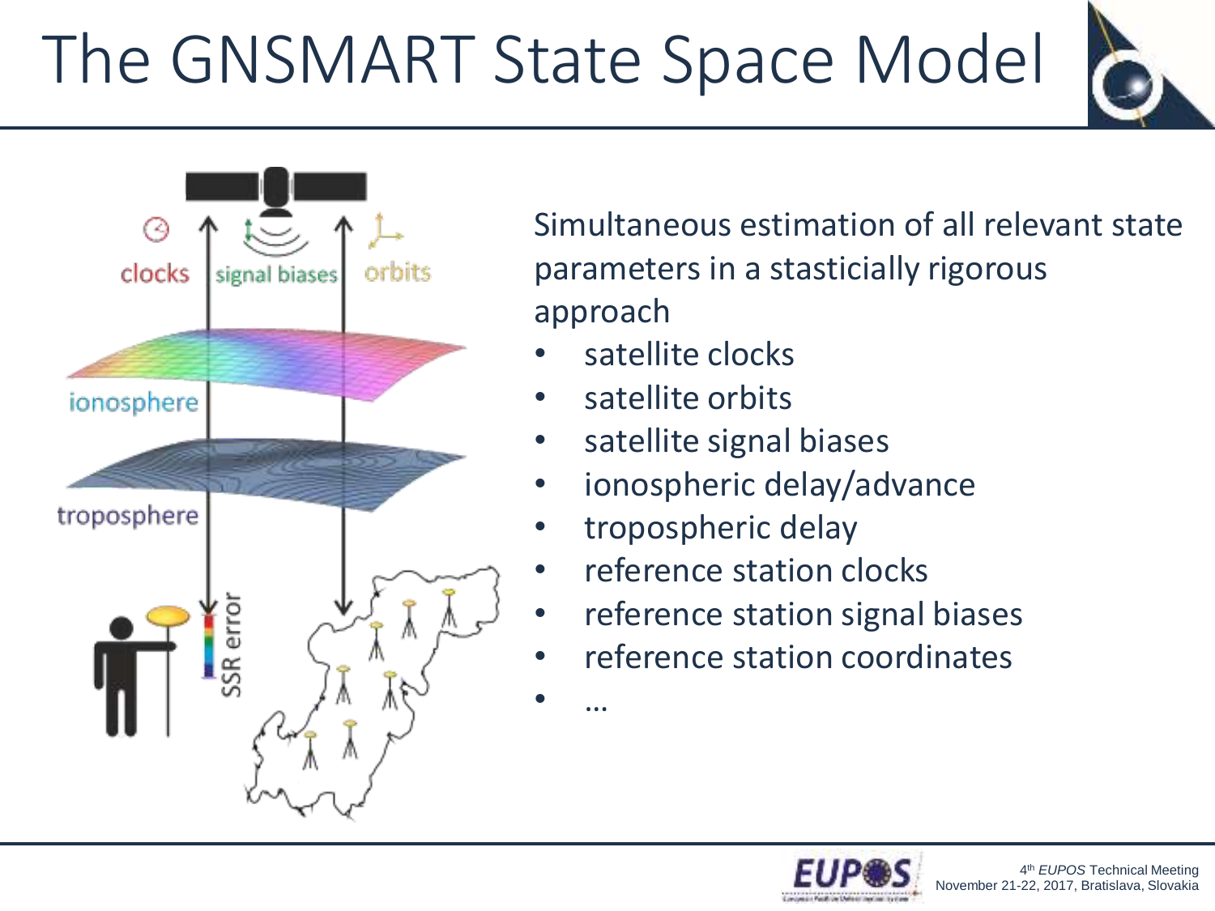# The GNSMART State Space Model

Simultaneous estimation of all relevant state parameters in a stasticially rigorous approach

- satellite clocks
- satellite orbits
- satellite signal biases
- ionospheric delay/advance
- tropospheric delay
- reference station clocks
- reference station signal biases
- reference station coordinates
- …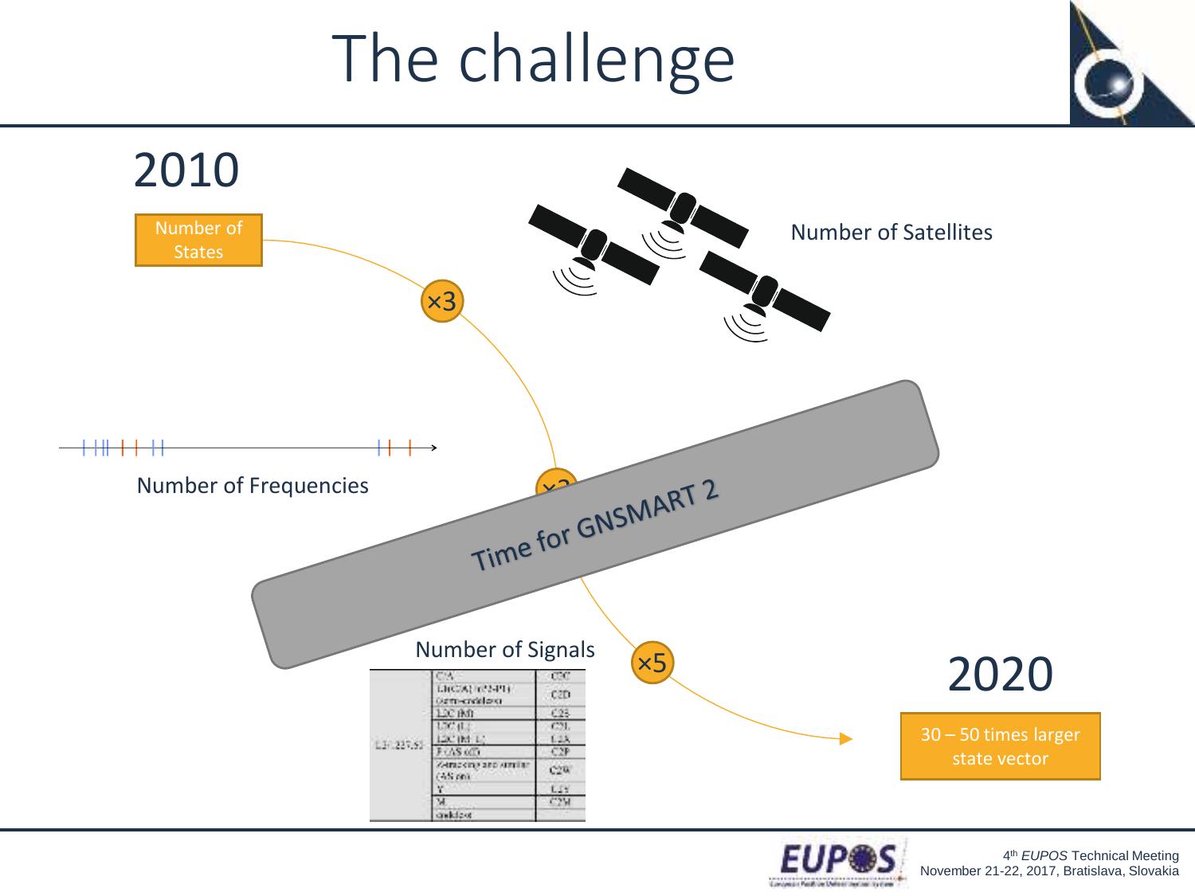# The challenge

2010

Number of States

×3

Number of Satellites

Number of Frequencies

×3

Time for GNSMART 2

Number of Signals

×5

2020

30 – 50 times larger state vector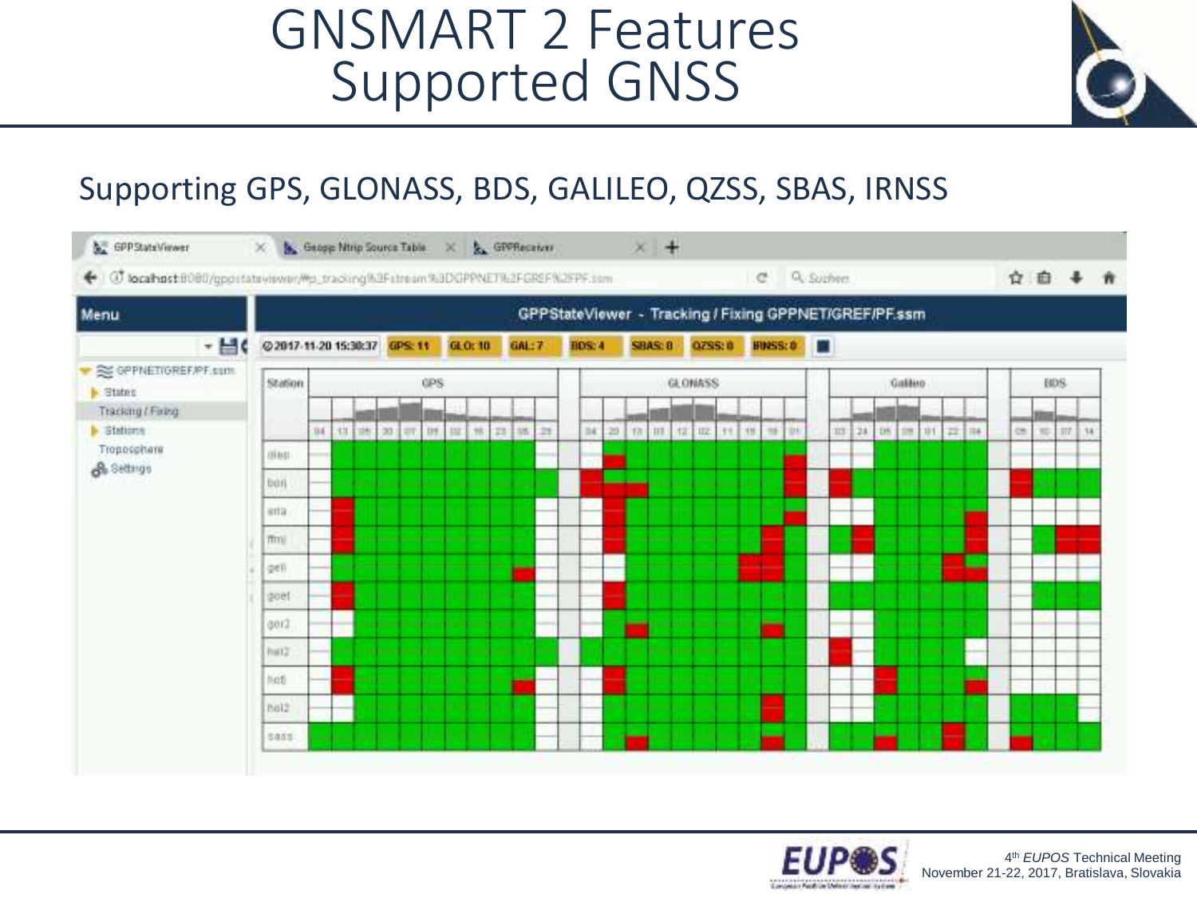# GNSMART 2 Features
# Supported GNSS

Supporting GPS, GLONASS, BDS, GALILEO, QZSS, SBAS, IRNSS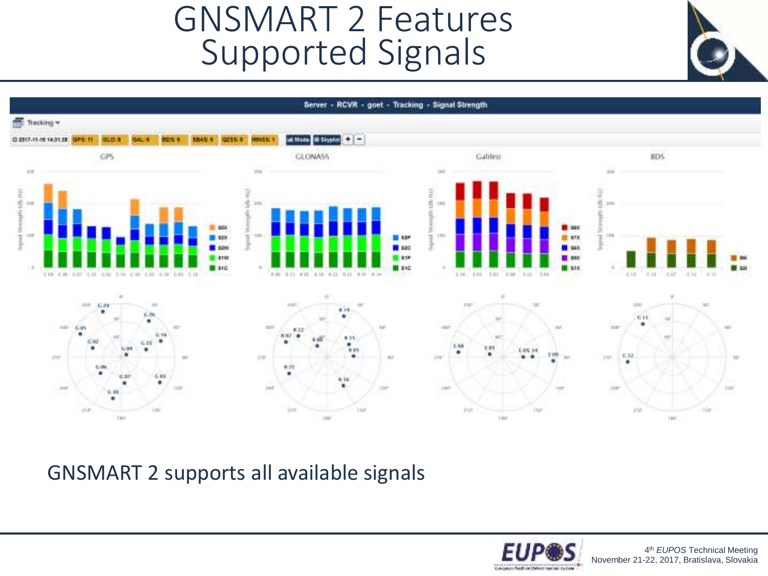# GNSMART 2 Features
## Supported Signals

GNSMART 2 supports all available signals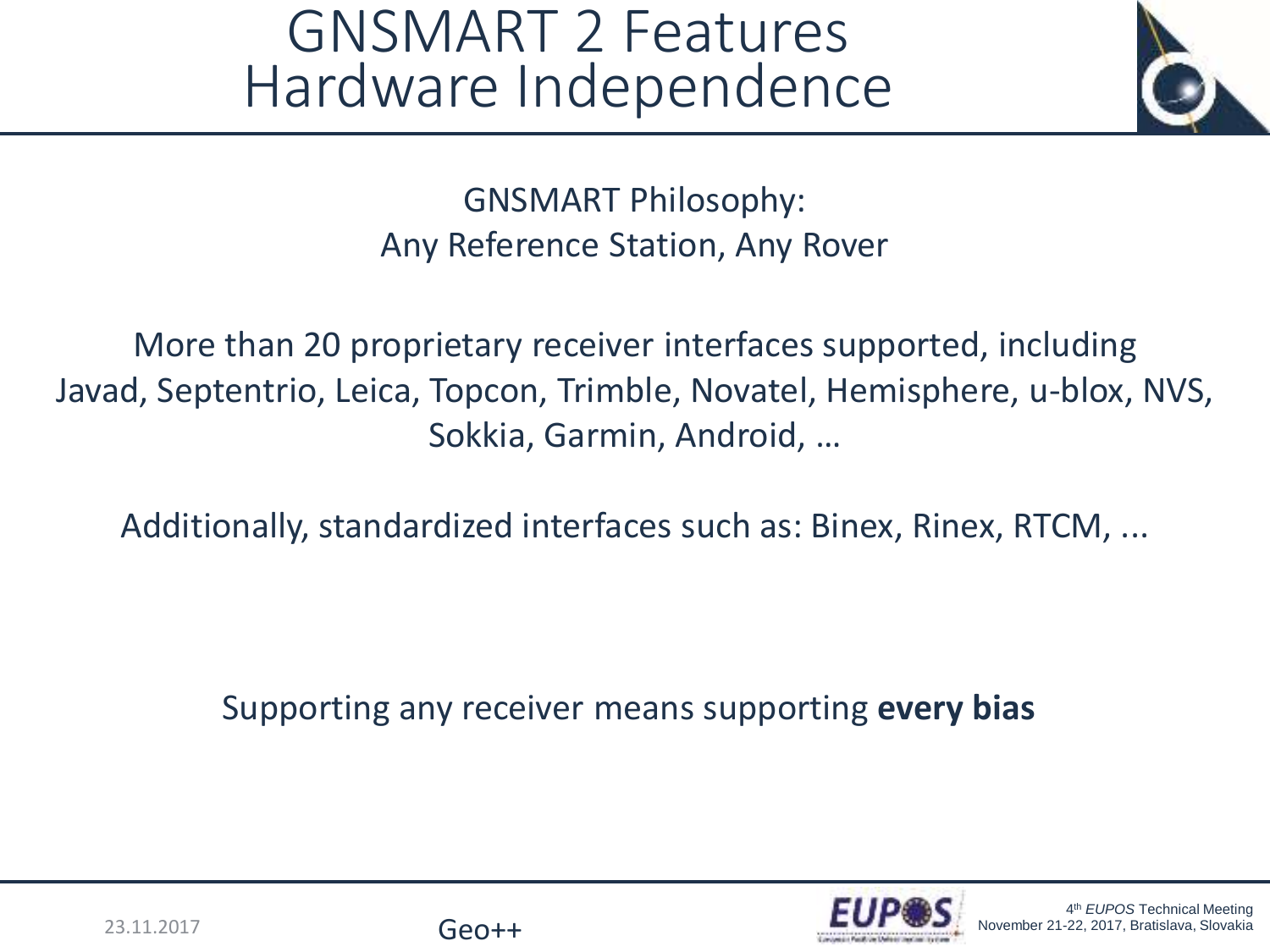# GNSMART 2 Features
## Hardware Independence

GNSMART Philosophy:
Any Reference Station, Any Rover

More than 20 proprietary receiver interfaces supported, including Javad, Septentrio, Leica, Topcon, Trimble, Novatel, Hemisphere, u-blox, NVS, Sokkia, Garmin, Android, …

Additionally, standardized interfaces such as: Binex, Rinex, RTCM, ...

Supporting any receiver means supporting **every bias**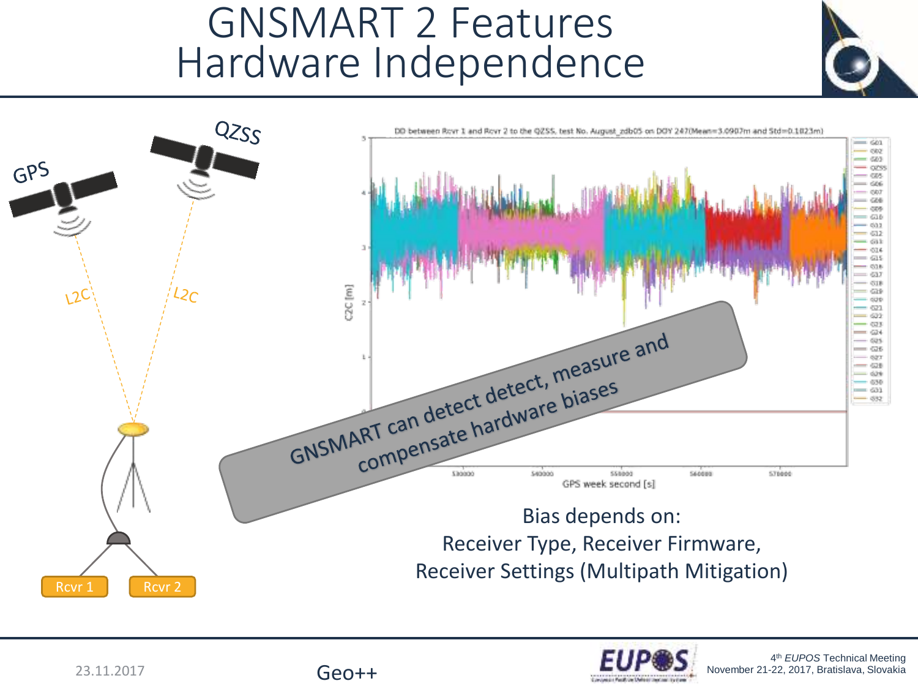# GNSMART 2 Features
# Hardware Independence

GPS

QZSS

L2C

L2C

Rcvr 1

Rcvr 2

DD between Rcvr 1 and Rcvr 2 to the QZSS, test No. August_zdb05 on DOY 247(Mean=3.0907m and Std=0.1823m)

GNSMART can detect detect, measure and compensate hardware biases

Bias depends on:
Receiver Type, Receiver Firmware,
Receiver Settings (Multipath Mitigation)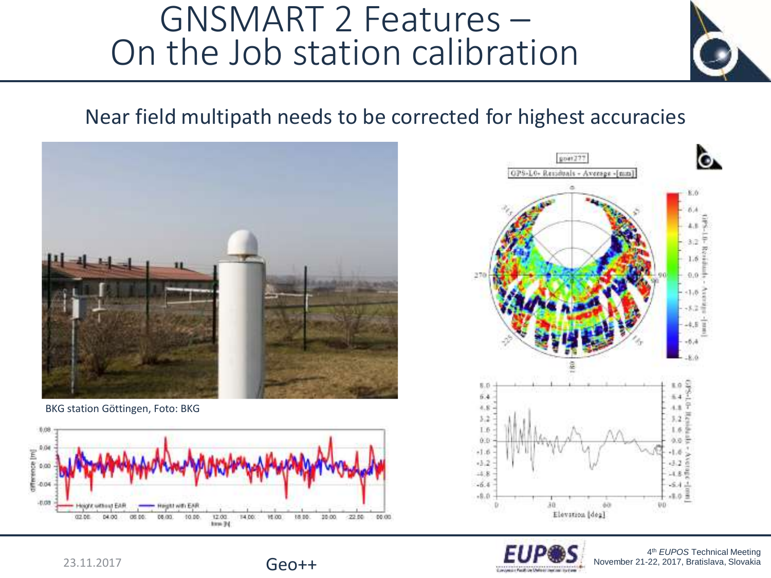# GNSMART 2 Features – On the Job station calibration

Near field multipath needs to be corrected for highest accuracies

BKG station Göttingen, Foto: BKG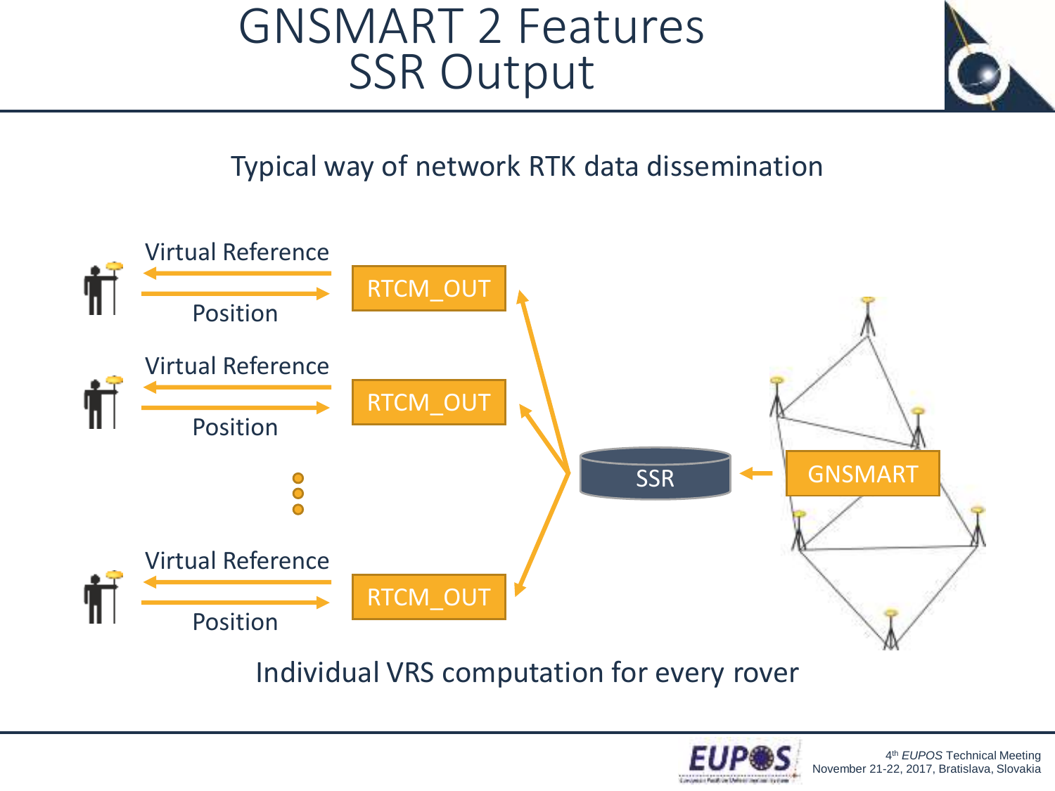# GNSMART 2 Features
# SSR Output

Typical way of network RTK data dissemination

Virtual Reference

Position

RTCM_OUT

Virtual Reference

Position

RTCM_OUT

SSR

GNSMART

Virtual Reference

Position

RTCM_OUT

Individual VRS computation for every rover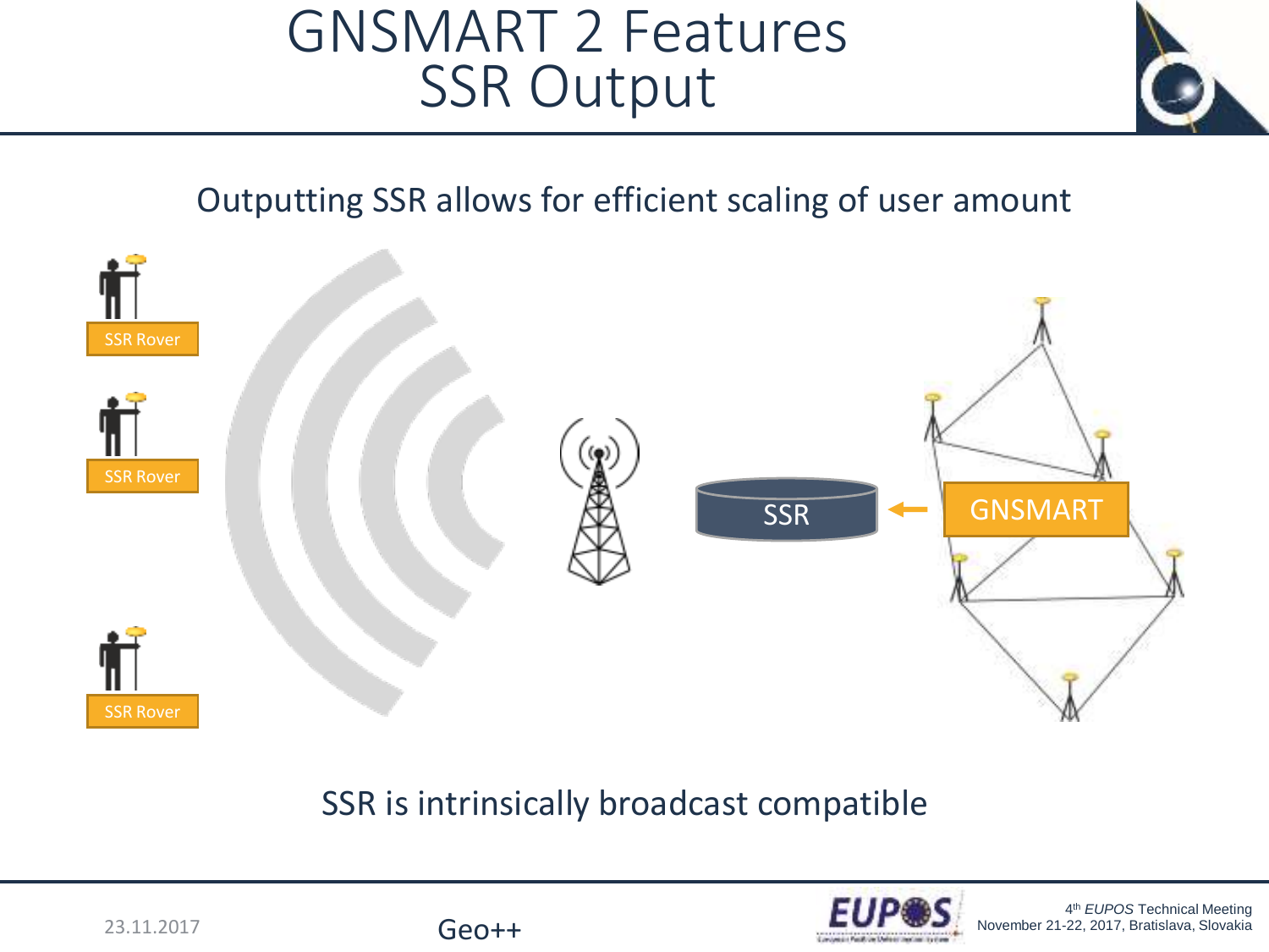# GNSMART 2 Features
# SSR Output

Outputting SSR allows for efficient scaling of user amount

SSR Rover

SSR Rover

SSR Rover

SSR

GNSMART

SSR is intrinsically broadcast compatible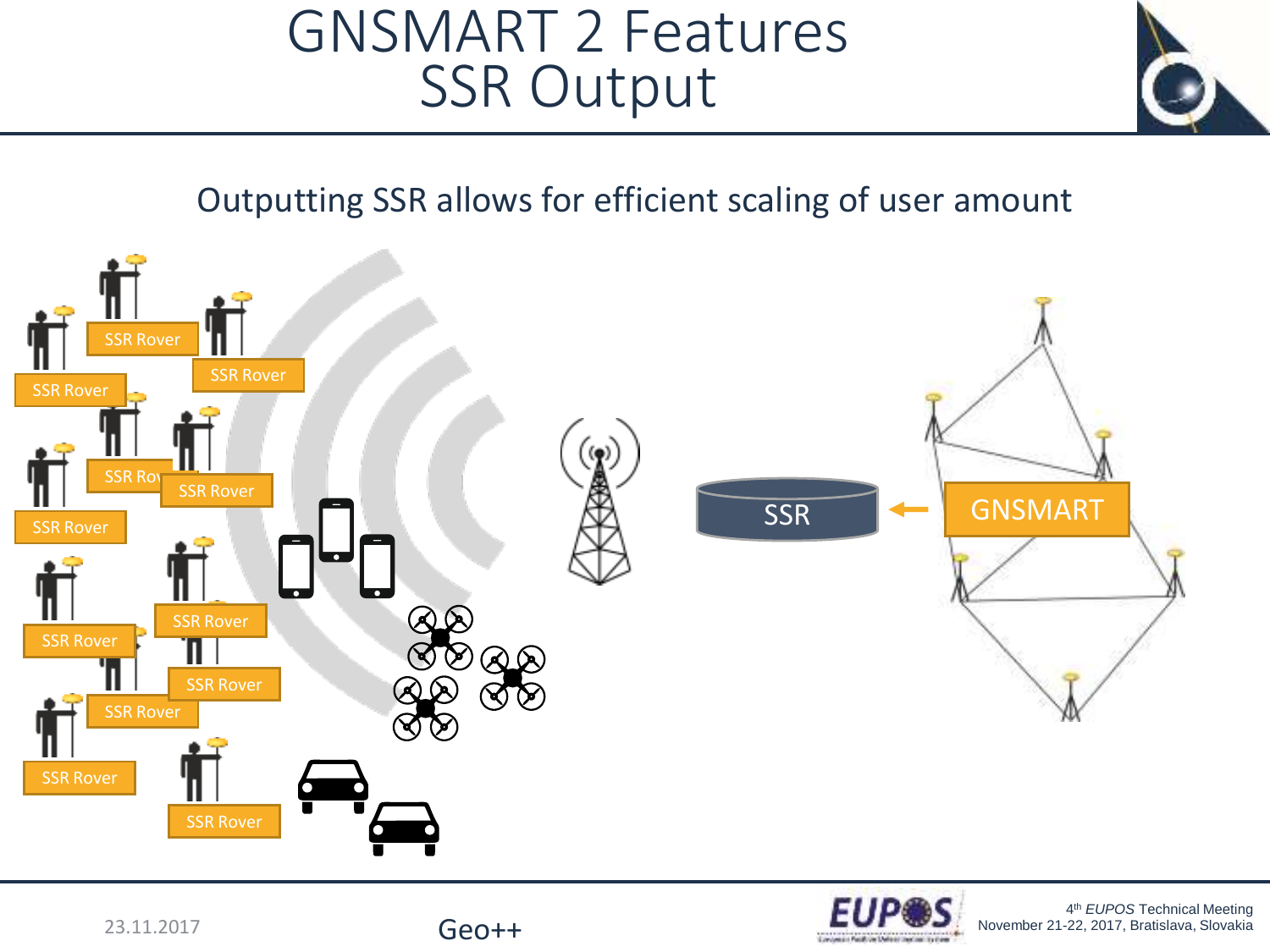# GNSMART 2 Features
## SSR Output

Outputting SSR allows for efficient scaling of user amount

SSR Rover

SSR Rover

SSR Rover

SSR Rover

SSR Rover

SSR Rover

SSR Rover

SSR Rover

SSR Rover

SSR Rover

SSR Rover

SSR Rover

SSR Rover

SSR

GNSMART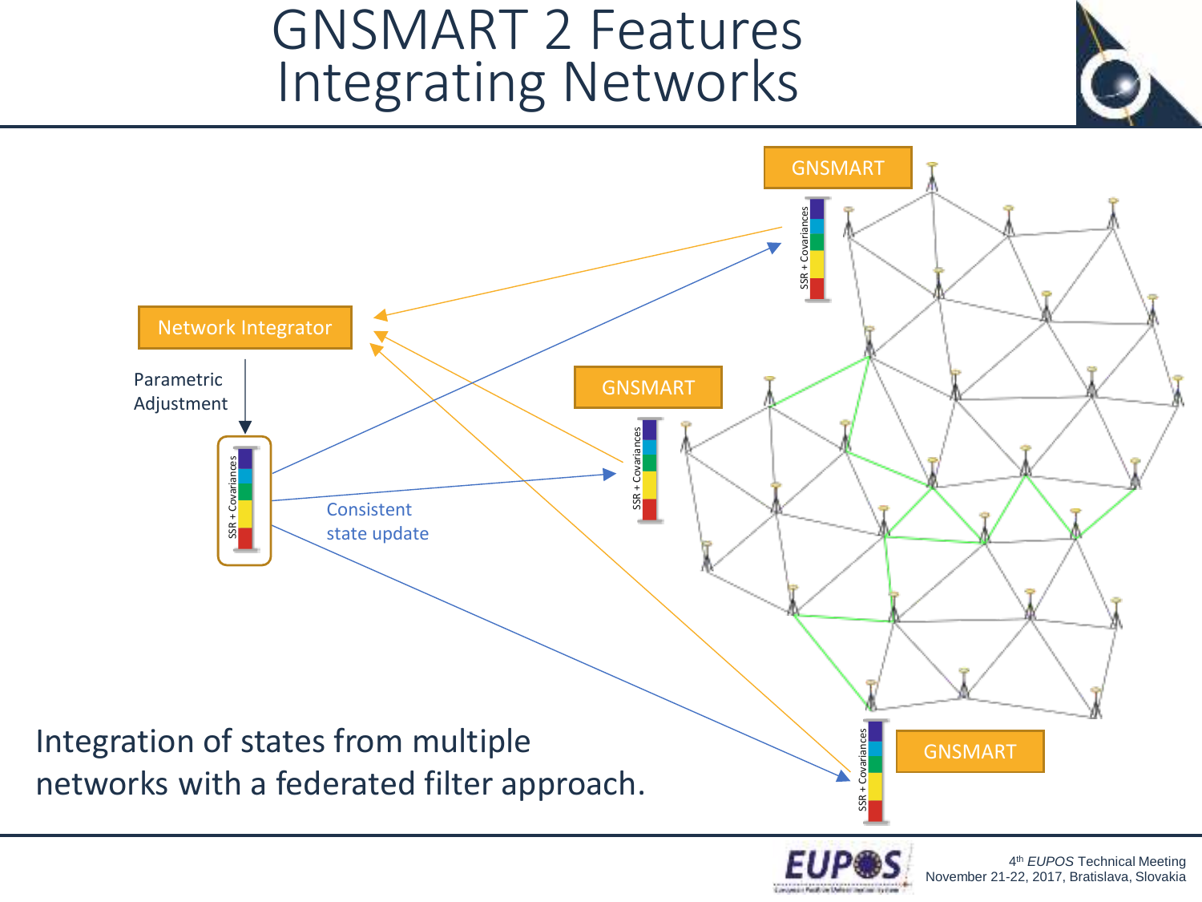# GNSMART 2 Features
# Integrating Networks

Network Integrator

Parametric Adjustment

SSR + Covariances

Consistent state update

GNSMART

SSR + Covariances

GNSMART

SSR + Covariances

GNSMART

SSR + Covariances

Integration of states from multiple networks with a federated filter approach.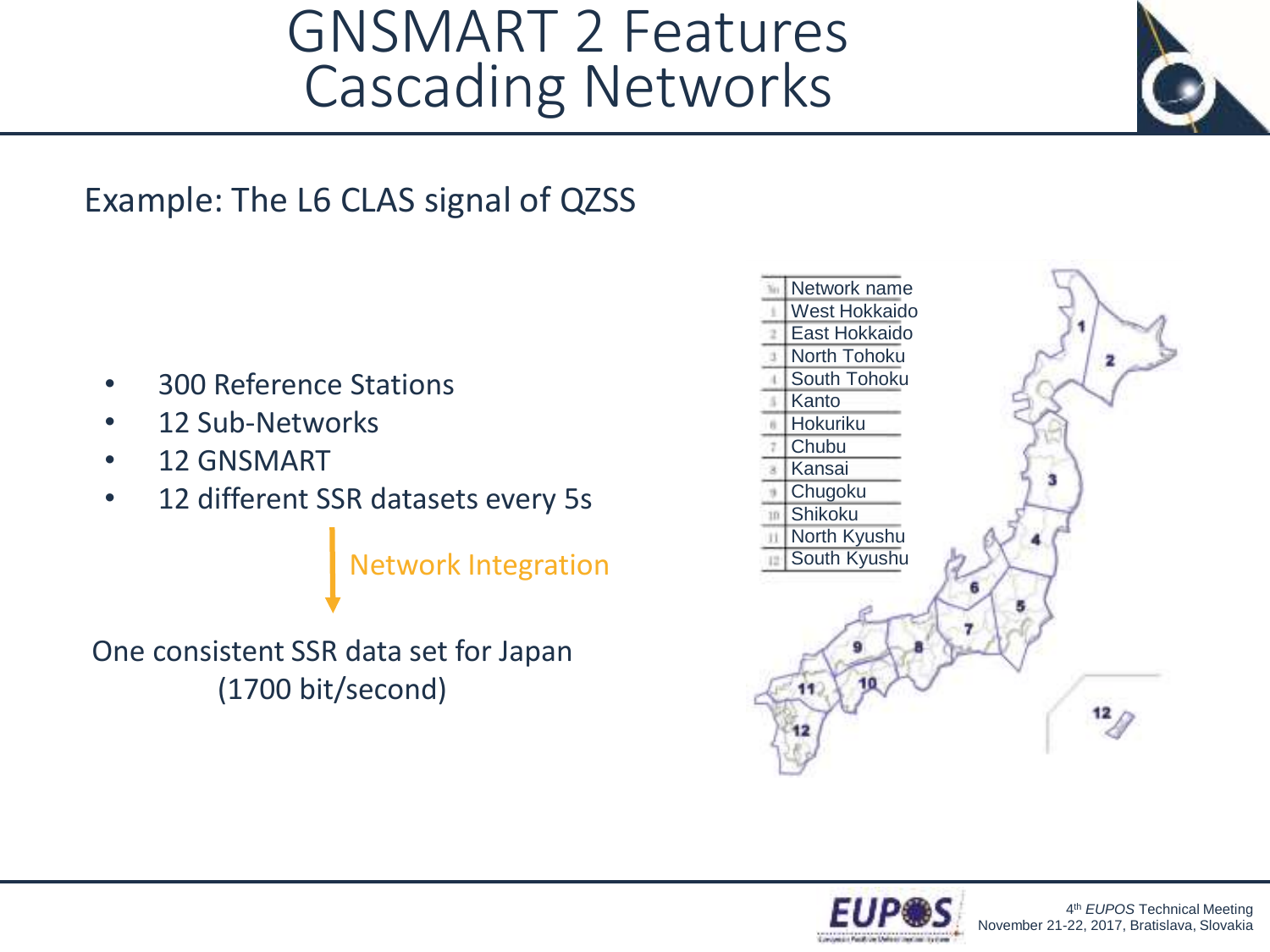# GNSMART 2 Features
# Cascading Networks

Example: The L6 CLAS signal of QZSS

- 300 Reference Stations
- 12 Sub-Networks
- 12 GNSMART
- 12 different SSR datasets every 5s

Network Integration

One consistent SSR data set for Japan (1700 bit/second)

| No | Network name |
| --- | --- |
| 1 | West Hokkaido |
| 2 | East Hokkaido |
| 3 | North Tohoku |
| 4 | South Tohoku |
| 5 | Kanto |
| 6 | Hokuriku |
| 7 | Chubu |
| 8 | Kansai |
| 9 | Chugoku |
| 10 | Shikoku |
| 11 | North Kyushu |
| 12 | South Kyushu |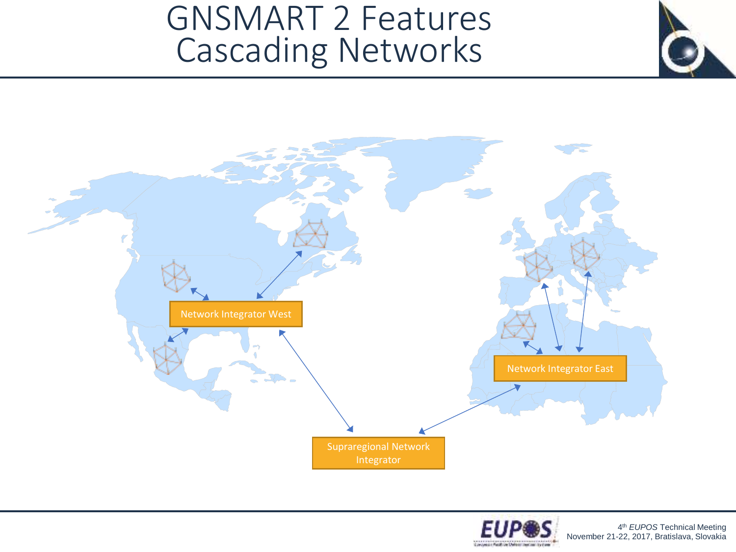# GNSMART 2 Features
# Cascading Networks

Network Integrator West

Network Integrator East

Supraregional Network Integrator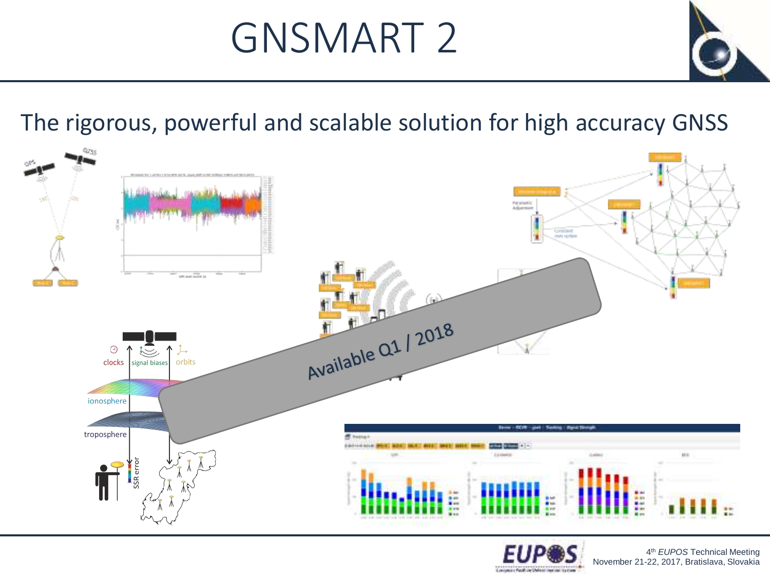# GNSMART 2

The rigorous, powerful and scalable solution for high accuracy GNSS

clocks

signal biases

orbits

ionosphere

troposphere

SSR error

Available Q1 / 2018